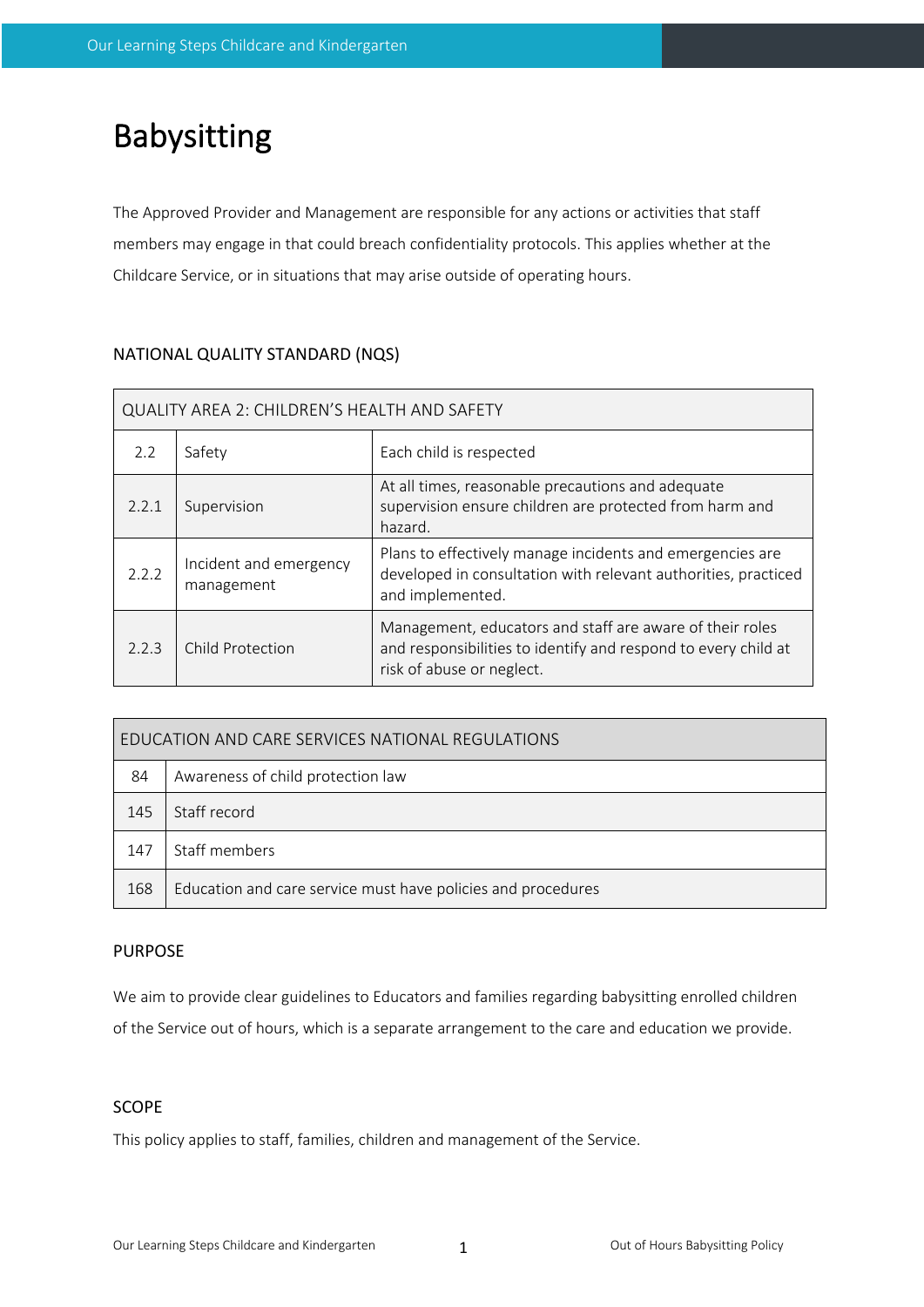# Babysitting

The Approved Provider and Management are responsible for any actions or activities that staff members may engage in that could breach confidentiality protocols. This applies whether at the Childcare Service, or in situations that may arise outside of operating hours.

## NATIONAL QUALITY STANDARD (NQS)

| QUALITY AREA 2: CHILDREN'S HEALTH AND SAFETY | | |
|---|---|---|
| 2.2 | Safety | Each child is respected |
| 2.2.1 | Supervision | At all times, reasonable precautions and adequate supervision ensure children are protected from harm and hazard. |
| 2.2.2 | Incident and emergency management | Plans to effectively manage incidents and emergencies are developed in consultation with relevant authorities, practiced and implemented. |
| 2.2.3 | Child Protection | Management, educators and staff are aware of their roles and responsibilities to identify and respond to every child at risk of abuse or neglect. |

| EDUCATION AND CARE SERVICES NATIONAL REGULATIONS | |
|---|---|
| 84 | Awareness of child protection law |
| 145 | Staff record |
| 147 | Staff members |
| 168 | Education and care service must have policies and procedures |

## PURPOSE

We aim to provide clear guidelines to Educators and families regarding babysitting enrolled children of the Service out of hours, which is a separate arrangement to the care and education we provide.

## SCOPE

This policy applies to staff, families, children and management of the Service.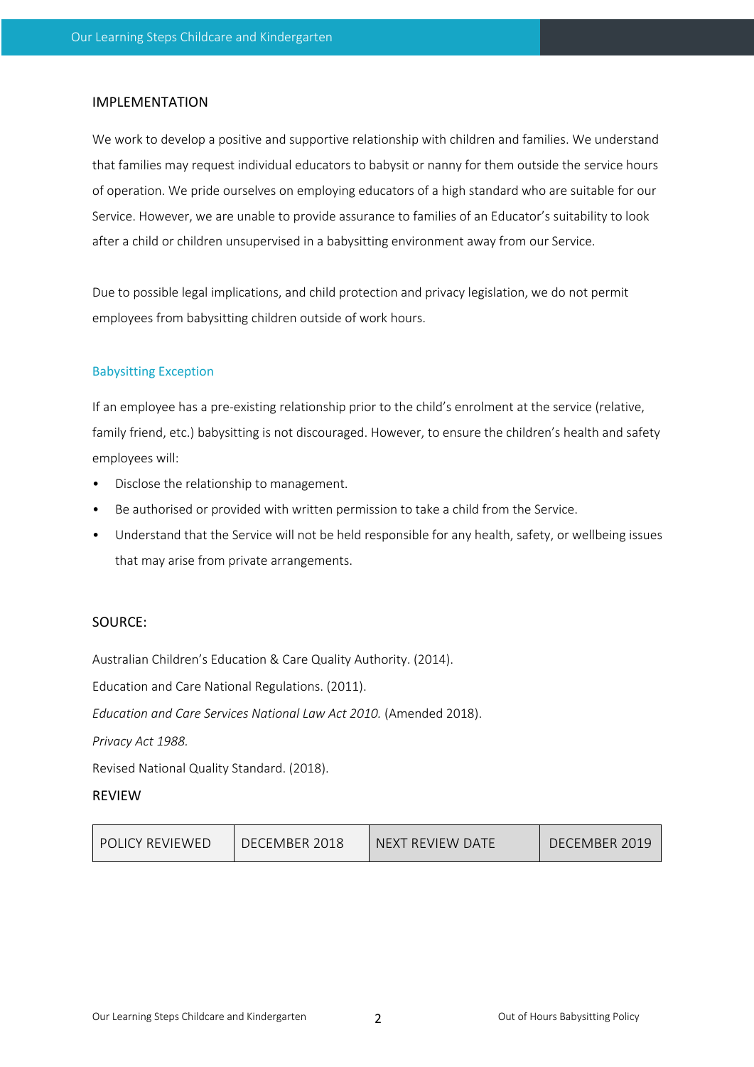## IMPLEMENTATION

We work to develop a positive and supportive relationship with children and families. We understand that families may request individual educators to babysit or nanny for them outside the service hours of operation. We pride ourselves on employing educators of a high standard who are suitable for our Service. However, we are unable to provide assurance to families of an Educator's suitability to look after a child or children unsupervised in a babysitting environment away from our Service.

Due to possible legal implications, and child protection and privacy legislation, we do not permit employees from babysitting children outside of work hours.

### Babysitting Exception

If an employee has a pre-existing relationship prior to the child's enrolment at the service (relative, family friend, etc.) babysitting is not discouraged. However, to ensure the children's health and safety employees will:

- Disclose the relationship to management.
- Be authorised or provided with written permission to take a child from the Service.
- Understand that the Service will not be held responsible for any health, safety, or wellbeing issues that may arise from private arrangements.

## SOURCE:

Australian Children's Education & Care Quality Authority. (2014).

Education and Care National Regulations. (2011).

*Education and Care Services National Law Act 2010.* (Amended 2018).

*Privacy Act 1988.*

Revised National Quality Standard. (2018).

## REVIEW

| | | | |
|---|---|---|---|
| POLICY REVIEWED | DECEMBER 2018 | NEXT REVIEW DATE | DECEMBER 2019 |